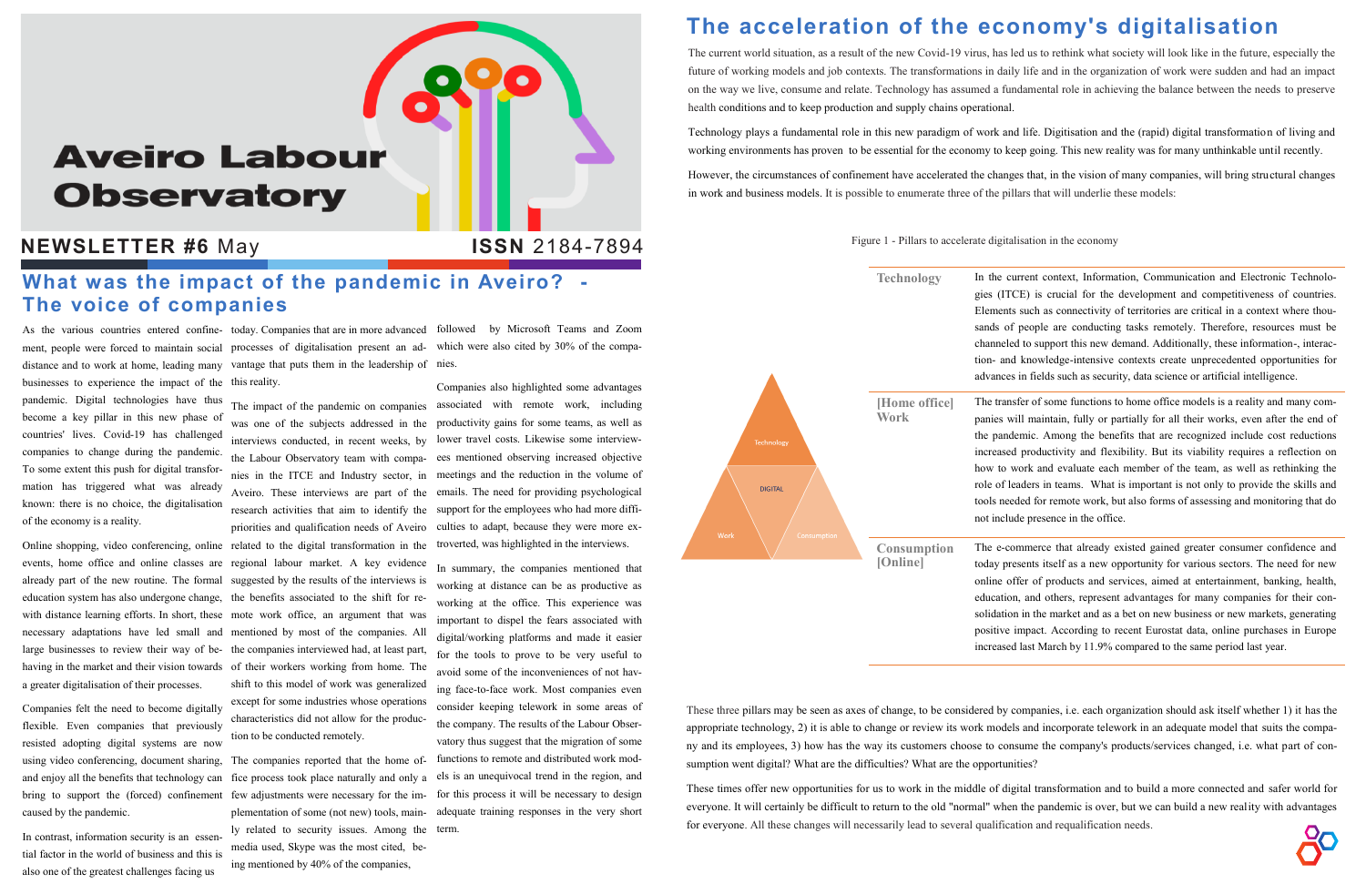# Aveiro Labour Observatory

**NEWSLETTER #6** May **ISSN** 2184-7894

## What was the impact of the pandemic in Aveiro? - The voice of companies

As the various countries entered confinement, people were forced to maintain social distance and to work at home, leading many businesses to experience the impact of the pandemic. Digital technologies have thus become a key pillar in this new phase of countries' lives. Covid-19 has challenged companies to change during the pandemic. To some extent this push for digital transformation has triggered what was already known: there is no choice, the digitalisation of the economy is a reality.

Online shopping, video conferencing, online events, home office and online classes are already part of the new routine. The formal education system has also undergone change, with distance learning efforts. In short, these necessary adaptations have led small and large businesses to review their way of behaving in the market and their vision towards a greater digitalisation of their processes.

Companies felt the need to become digitally flexible. Even companies that previously resisted adopting digital systems are now using video conferencing, document sharing, and enjoy all the benefits that technology can bring to support the (forced) confinement caused by the pandemic.

In contrast, information security is an essential factor in the world of business and this is also one of the greatest challenges facing us today. Companies that are in more advanced processes of digitalisation present an advantage that puts them in the leadership of this reality.

The impact of the pandemic on companies was one of the subjects addressed in the interviews conducted, in recent weeks, by the Labour Observatory team with companies in the ITCE and Industry sector, in Aveiro. These interviews are part of the research activities that aim to identify the priorities and qualification needs of Aveiro related to the digital transformation in the regional labour market. A key evidence suggested by the results of the interviews is the benefits associated to the shift for remote work office, an argument that was mentioned by most of the companies. All the companies interviewed had, at least part, of their workers working from home. The shift to this model of work was generalized except for some industries whose operations characteristics did not allow for the production to be conducted remotely.

The companies reported that the home office process took place naturally and only a few adjustments were necessary for the implementation of some (not new) tools, mainly related to security issues. Among the media used, Skype was the most cited, being mentioned by 40% of the companies, followed by Microsoft Teams and Zoom which were also cited by 30% of the companies.

Companies also highlighted some advantages associated with remote work, including productivity gains for some teams, as well as lower travel costs. Likewise some interviewees mentioned observing increased objective meetings and the reduction in the volume of emails. The need for providing psychological support for the employees who had more difficulties to adapt, because they were more extroverted, was highlighted in the interviews.

In summary, the companies mentioned that working at distance can be as productive as working at the office. This experience was important to dispel the fears associated with digital/working platforms and made it easier for the tools to prove to be very useful to avoid some of the inconveniences of not having face-to-face work. Most companies even consider keeping telework in some areas of the company. The results of the Labour Observatory thus suggest that the migration of some functions to remote and distributed work models is an unequivocal trend in the region, and for this process it will be necessary to design adequate training responses in the very short term.

## The acceleration of the economy's digitalisation

The current world situation, as a result of the new Covid-19 virus, has led us to rethink what society will look like in the future, especially the future of working models and job contexts. The transformations in daily life and in the organization of work were sudden and had an impact on the way we live, consume and relate. Technology has assumed a fundamental role in achieving the balance between the needs to preserve health conditions and to keep production and supply chains operational.

Technology plays a fundamental role in this new paradigm of work and life. Digitisation and the (rapid) digital transformation of living and working environments has proven to be essential for the economy to keep going. This new reality was for many unthinkable until recently.

However, the circumstances of confinement have accelerated the changes that, in the vision of many companies, will bring structural changes in work and business models. It is possible to enumerate three of the pillars that will underlie these models:

Figure 1 - Pillars to accelerate digitalisation in the economy

Technology — DIGITAL — Work — Consumption

| | |
|---|---|
| **Technology** | In the current context, Information, Communication and Electronic Technologies (ITCE) is crucial for the development and competitiveness of countries. Elements such as connectivity of territories are critical in a context where thousands of people are conducting tasks remotely. Therefore, resources must be channeled to support this new demand. Additionally, these information-, interaction- and knowledge-intensive contexts create unprecedented opportunities for advances in fields such as security, data science or artificial intelligence. |
| **[Home office] Work** | The transfer of some functions to home office models is a reality and many companies will maintain, fully or partially for all their works, even after the end of the pandemic. Among the benefits that are recognized include cost reductions increased productivity and flexibility. But its viability requires a reflection on how to work and evaluate each member of the team, as well as rethinking the role of leaders in teams. What is important is not only to provide the skills and tools needed for remote work, but also forms of assessing and monitoring that do not include presence in the office. |
| **Consumption [Online]** | The e-commerce that already existed gained greater consumer confidence and today presents itself as a new opportunity for various sectors. The need for new online offer of products and services, aimed at entertainment, banking, health, education, and others, represent advantages for many companies for their consolidation in the market and as a bet on new business or new markets, generating positive impact. According to recent Eurostat data, online purchases in Europe increased last March by 11.9% compared to the same period last year. |

These three pillars may be seen as axes of change, to be considered by companies, i.e. each organization should ask itself whether 1) it has the appropriate technology, 2) it is able to change or review its work models and incorporate telework in an adequate model that suits the company and its employees, 3) how has the way its customers choose to consume the company's products/services changed, i.e. what part of consumption went digital? What are the difficulties? What are the opportunities?

These times offer new opportunities for us to work in the middle of digital transformation and to build a more connected and safer world for everyone. It will certainly be difficult to return to the old "normal" when the pandemic is over, but we can build a new reality with advantages for everyone. All these changes will necessarily lead to several qualification and requalification needs.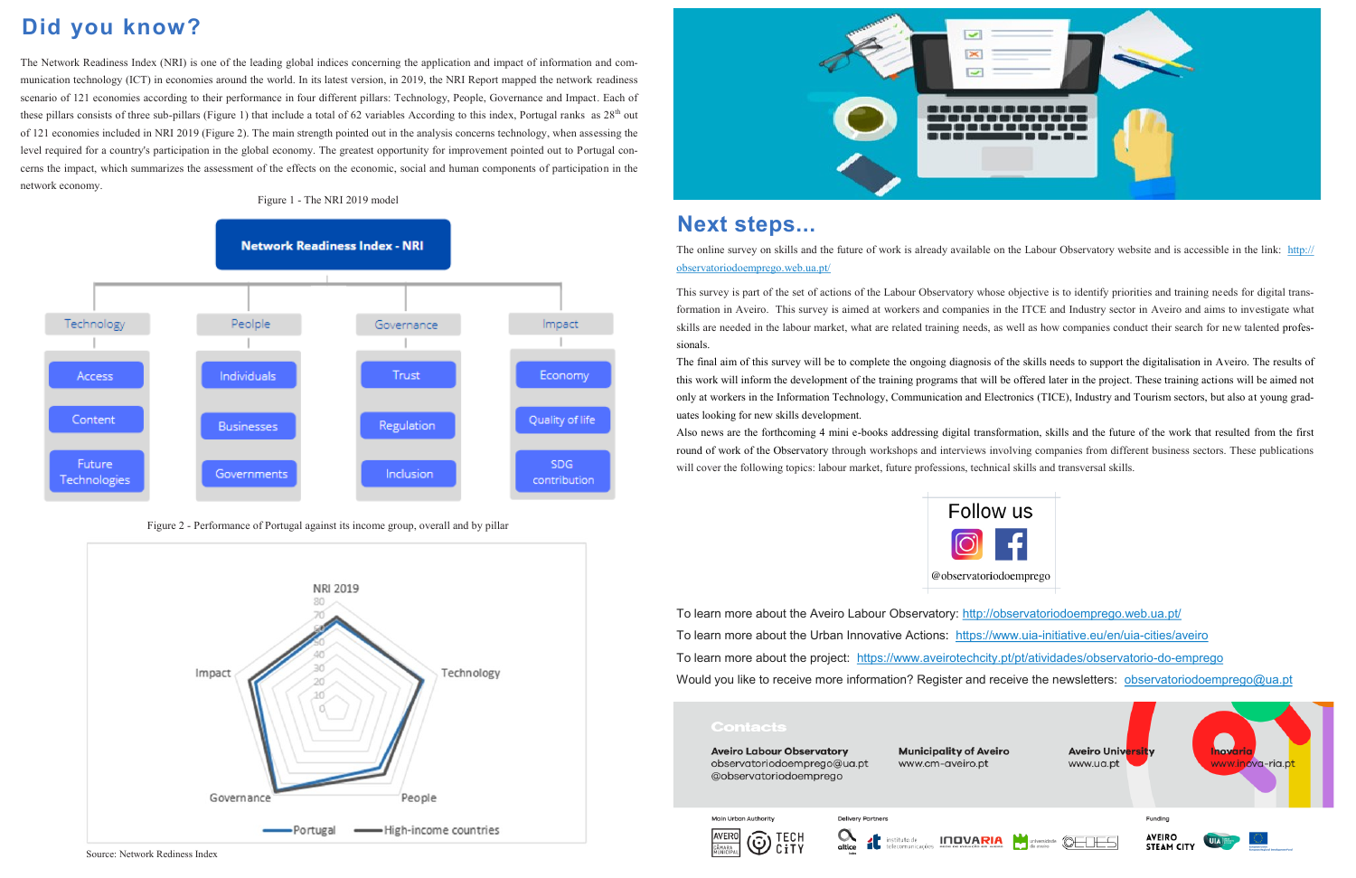## Did you know?

The Network Readiness Index (NRI) is one of the leading global indices concerning the application and impact of information and communication technology (ICT) in economies around the world. In its latest version, in 2019, the NRI Report mapped the network readiness scenario of 121 economies according to their performance in four different pillars: Technology, People, Governance and Impact. Each of these pillars consists of three sub-pillars (Figure 1) that include a total of 62 variables According to this index, Portugal ranks as 28th out of 121 economies included in NRI 2019 (Figure 2). The main strength pointed out in the analysis concerns technology, when assessing the level required for a country's participation in the global economy. The greatest opportunity for improvement pointed out to Portugal concerns the impact, which summarizes the assessment of the effects on the economic, social and human components of participation in the network economy.

Figure 1 - The NRI 2019 model

Network Readiness Index - NRI

Technology
Access
Content
Future Technologies

People
Individuals
Businesses
Governments

Governance
Trust
Regulation
Inclusion

Impact
Economy
Quality of life
SDG contribution

Figure 2 - Performance of Portugal against its income group, overall and by pillar

NRI 2019
80
70
60
50
40
30
20
10
0
Technology
People
Governance
Impact
Portugal
High-income countries

Source: Network Rediness Index

## Next steps...

The online survey on skills and the future of work is already available on the Labour Observatory website and is accessible in the link: http://observatoriodoemprego.web.ua.pt/

This survey is part of the set of actions of the Labour Observatory whose objective is to identify priorities and training needs for digital transformation in Aveiro. This survey is aimed at workers and companies in the ITCE and Industry sector in Aveiro and aims to investigate what skills are needed in the labour market, what are related training needs, as well as how companies conduct their search for new talented professionals.

The final aim of this survey will be to complete the ongoing diagnosis of the skills needs to support the digitalisation in Aveiro. The results of this work will inform the development of the training programs that will be offered later in the project. These training actions will be aimed not only at workers in the Information Technology, Communication and Electronics (TICE), Industry and Tourism sectors, but also at young graduates looking for new skills development.

Also news are the forthcoming 4 mini e-books addressing digital transformation, skills and the future of the work that resulted from the first round of work of the Observatory through workshops and interviews involving companies from different business sectors. These publications will cover the following topics: labour market, future professions, technical skills and transversal skills.

Follow us

@observatoriodoemprego

To learn more about the Aveiro Labour Observatory: http://observatoriodoemprego.web.ua.pt/

To learn more about the Urban Innovative Actions: https://www.uia-initiative.eu/en/uia-cities/aveiro

To learn more about the project: https://www.aveirotechcity.pt/pt/atividades/observatorio-do-emprego

Would you like to receive more information? Register and receive the newsletters: observatoriodoemprego@ua.pt

**Contacts**

**Aveiro Labour Observatory**
observatoriodoemprego@ua.pt
@observatoriodoemprego

**Municipality of Aveiro**
www.cm-aveiro.pt

**Aveiro University**
www.ua.pt

**Inovaria**
www.inova-ria.pt

Main Urban Authority

Delivery Partners

Funding